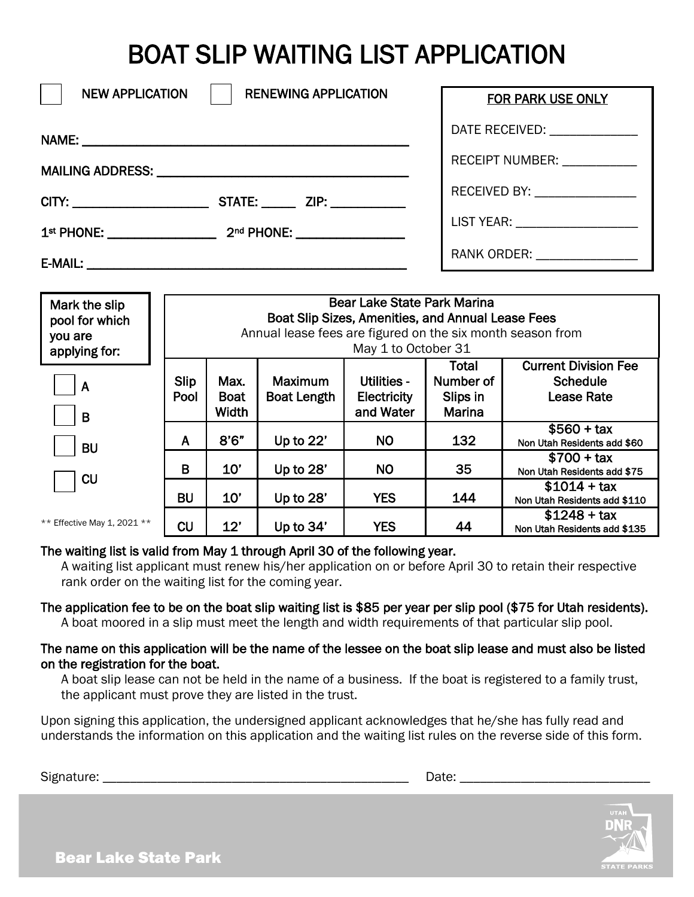# BOAT SLIP WAITING LIST APPLICATION

☐ NEW APPLICATION ☐ RENEWING APPLICATION

NAME: ______________________________________________

MAILING ADDRESS: ____________________________________

CITY: ___________________ STATE: _____ ZIP: __________

1st PHONE: _______________ 2nd PHONE: _______________

E-MAIL: _____________________________________________

**FOR PARK USE ONLY**

DATE RECEIVED: _____________

RECEIPT NUMBER: ___________

RECEIVED BY: _______________

LIST YEAR: _________________

RANK ORDER: _______________

**Mark the slip pool for which you are applying for:**

☐ A

☐ B

☐ BU

☐ CU

** Effective May 1, 2021 **

**Bear Lake State Park Marina**
**Boat Slip Sizes, Amenities, and Annual Lease Fees**
Annual lease fees are figured on the six month season from May 1 to October 31

| Slip Pool | Max. Boat Width | Maximum Boat Length | Utilities - Electricity and Water | Total Number of Slips in Marina | Current Division Fee Schedule Lease Rate |
|---|---|---|---|---|---|
| A | 8'6" | Up to 22' | NO | 132 | $560 + tax<br>Non Utah Residents add $60 |
| B | 10' | Up to 28' | NO | 35 | $700 + tax<br>Non Utah Residents add $75 |
| BU | 10' | Up to 28' | YES | 144 | $1014 + tax<br>Non Utah Residents add $110 |
| CU | 12' | Up to 34' | YES | 44 | $1248 + tax<br>Non Utah Residents add $135 |

**The waiting list is valid from May 1 through April 30 of the following year.**
A waiting list applicant must renew his/her application on or before April 30 to retain their respective rank order on the waiting list for the coming year.

**The application fee to be on the boat slip waiting list is $85 per year per slip pool ($75 for Utah residents).**
A boat moored in a slip must meet the length and width requirements of that particular slip pool.

**The name on this application will be the name of the lessee on the boat slip lease and must also be listed on the registration for the boat.**
A boat slip lease can not be held in the name of a business. If the boat is registered to a family trust, the applicant must prove they are listed in the trust.

Upon signing this application, the undersigned applicant acknowledges that he/she has fully read and understands the information on this application and the waiting list rules on the reverse side of this form.

Signature: _________________________________________ Date: ___________________________

**Bear Lake State Park**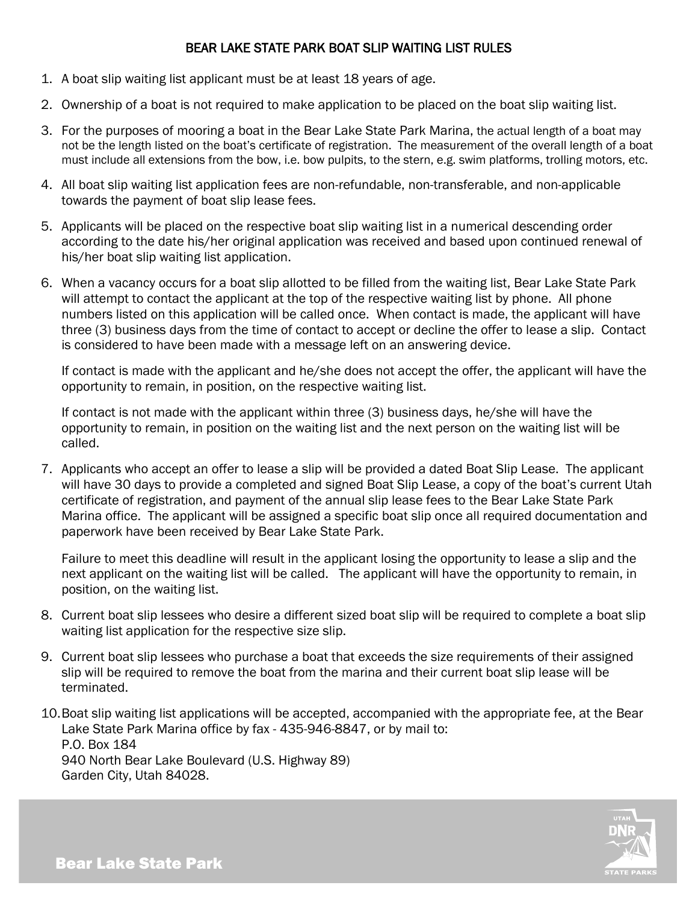# BEAR LAKE STATE PARK BOAT SLIP WAITING LIST RULES

1. A boat slip waiting list applicant must be at least 18 years of age.
2. Ownership of a boat is not required to make application to be placed on the boat slip waiting list.
3. For the purposes of mooring a boat in the Bear Lake State Park Marina, the actual length of a boat may not be the length listed on the boat's certificate of registration. The measurement of the overall length of a boat must include all extensions from the bow, i.e. bow pulpits, to the stern, e.g. swim platforms, trolling motors, etc.
4. All boat slip waiting list application fees are non-refundable, non-transferable, and non-applicable towards the payment of boat slip lease fees.
5. Applicants will be placed on the respective boat slip waiting list in a numerical descending order according to the date his/her original application was received and based upon continued renewal of his/her boat slip waiting list application.
6. When a vacancy occurs for a boat slip allotted to be filled from the waiting list, Bear Lake State Park will attempt to contact the applicant at the top of the respective waiting list by phone. All phone numbers listed on this application will be called once. When contact is made, the applicant will have three (3) business days from the time of contact to accept or decline the offer to lease a slip. Contact is considered to have been made with a message left on an answering device.

   If contact is made with the applicant and he/she does not accept the offer, the applicant will have the opportunity to remain, in position, on the respective waiting list.

   If contact is not made with the applicant within three (3) business days, he/she will have the opportunity to remain, in position on the waiting list and the next person on the waiting list will be called.
7. Applicants who accept an offer to lease a slip will be provided a dated Boat Slip Lease. The applicant will have 30 days to provide a completed and signed Boat Slip Lease, a copy of the boat's current Utah certificate of registration, and payment of the annual slip lease fees to the Bear Lake State Park Marina office. The applicant will be assigned a specific boat slip once all required documentation and paperwork have been received by Bear Lake State Park.

   Failure to meet this deadline will result in the applicant losing the opportunity to lease a slip and the next applicant on the waiting list will be called. The applicant will have the opportunity to remain, in position, on the waiting list.
8. Current boat slip lessees who desire a different sized boat slip will be required to complete a boat slip waiting list application for the respective size slip.
9. Current boat slip lessees who purchase a boat that exceeds the size requirements of their assigned slip will be required to remove the boat from the marina and their current boat slip lease will be terminated.
10. Boat slip waiting list applications will be accepted, accompanied with the appropriate fee, at the Bear Lake State Park Marina office by fax - 435-946-8847, or by mail to:
    P.O. Box 184
    940 North Bear Lake Boulevard (U.S. Highway 89)
    Garden City, Utah 84028.

Bear Lake State Park